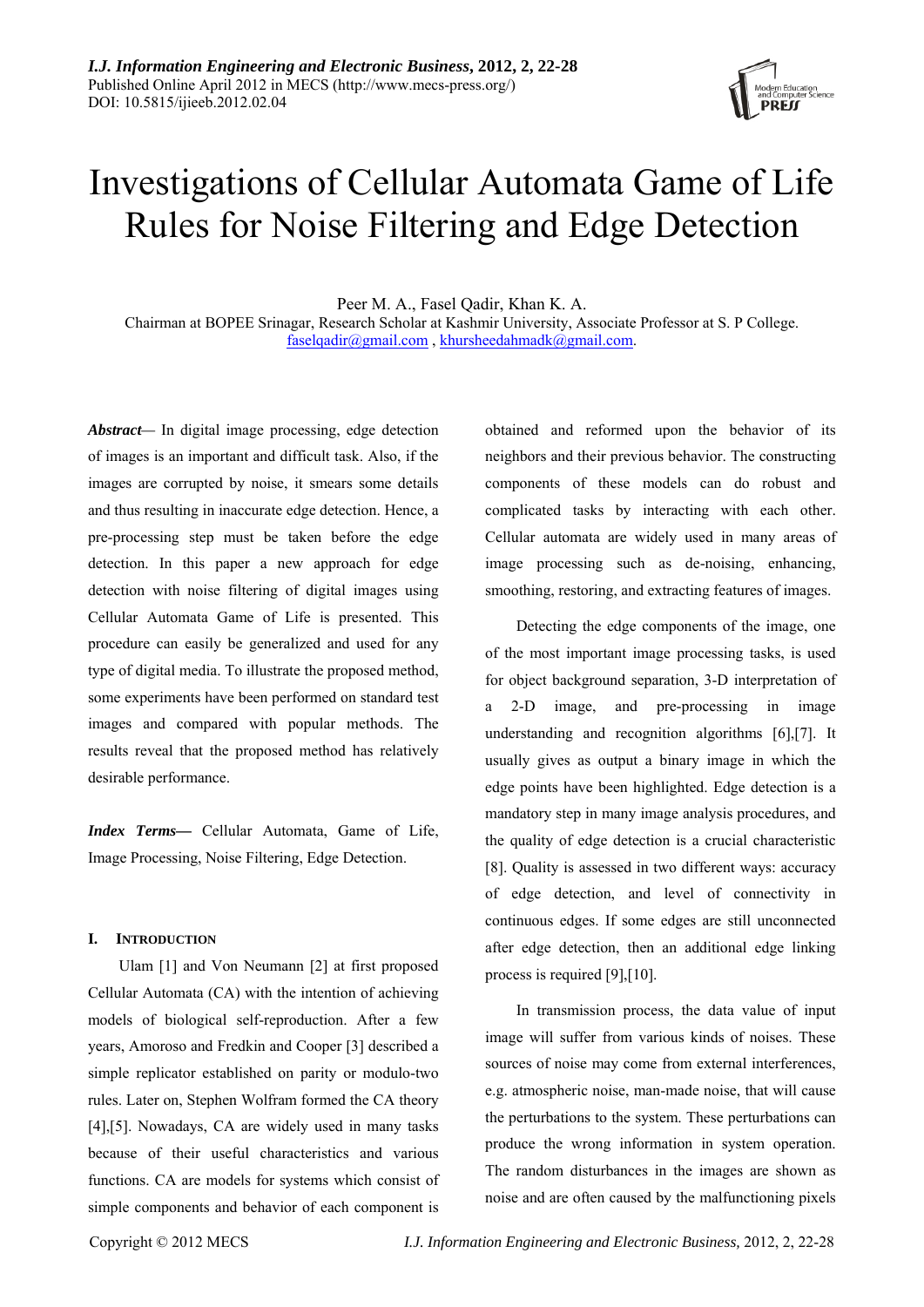# Investigations of Cellular Automata Game of Life Rules for Noise Filtering and Edge Detection

Peer M. A., Fasel Qadir, Khan K. A.

Chairman at BOPEE Srinagar, Research Scholar at Kashmir University, Associate Professor at S. P College.

faselqadir@gmail.com , khursheedahmadk@gmail.com.

***Abstract***— In digital image processing, edge detection of images is an important and difficult task. Also, if the images are corrupted by noise, it smears some details and thus resulting in inaccurate edge detection. Hence, a pre-processing step must be taken before the edge detection. In this paper a new approach for edge detection with noise filtering of digital images using Cellular Automata Game of Life is presented. This procedure can easily be generalized and used for any type of digital media. To illustrate the proposed method, some experiments have been performed on standard test images and compared with popular methods. The results reveal that the proposed method has relatively desirable performance.

***Index Terms***— Cellular Automata, Game of Life, Image Processing, Noise Filtering, Edge Detection.

## I. Introduction

Ulam [1] and Von Neumann [2] at first proposed Cellular Automata (CA) with the intention of achieving models of biological self-reproduction. After a few years, Amoroso and Fredkin and Cooper [3] described a simple replicator established on parity or modulo-two rules. Later on, Stephen Wolfram formed the CA theory [4],[5]. Nowadays, CA are widely used in many tasks because of their useful characteristics and various functions. CA are models for systems which consist of simple components and behavior of each component is obtained and reformed upon the behavior of its neighbors and their previous behavior. The constructing components of these models can do robust and complicated tasks by interacting with each other. Cellular automata are widely used in many areas of image processing such as de-noising, enhancing, smoothing, restoring, and extracting features of images.

Detecting the edge components of the image, one of the most important image processing tasks, is used for object background separation, 3-D interpretation of a 2-D image, and pre-processing in image understanding and recognition algorithms [6],[7]. It usually gives as output a binary image in which the edge points have been highlighted. Edge detection is a mandatory step in many image analysis procedures, and the quality of edge detection is a crucial characteristic [8]. Quality is assessed in two different ways: accuracy of edge detection, and level of connectivity in continuous edges. If some edges are still unconnected after edge detection, then an additional edge linking process is required [9],[10].

In transmission process, the data value of input image will suffer from various kinds of noises. These sources of noise may come from external interferences, e.g. atmospheric noise, man-made noise, that will cause the perturbations to the system. These perturbations can produce the wrong information in system operation. The random disturbances in the images are shown as noise and are often caused by the malfunctioning pixels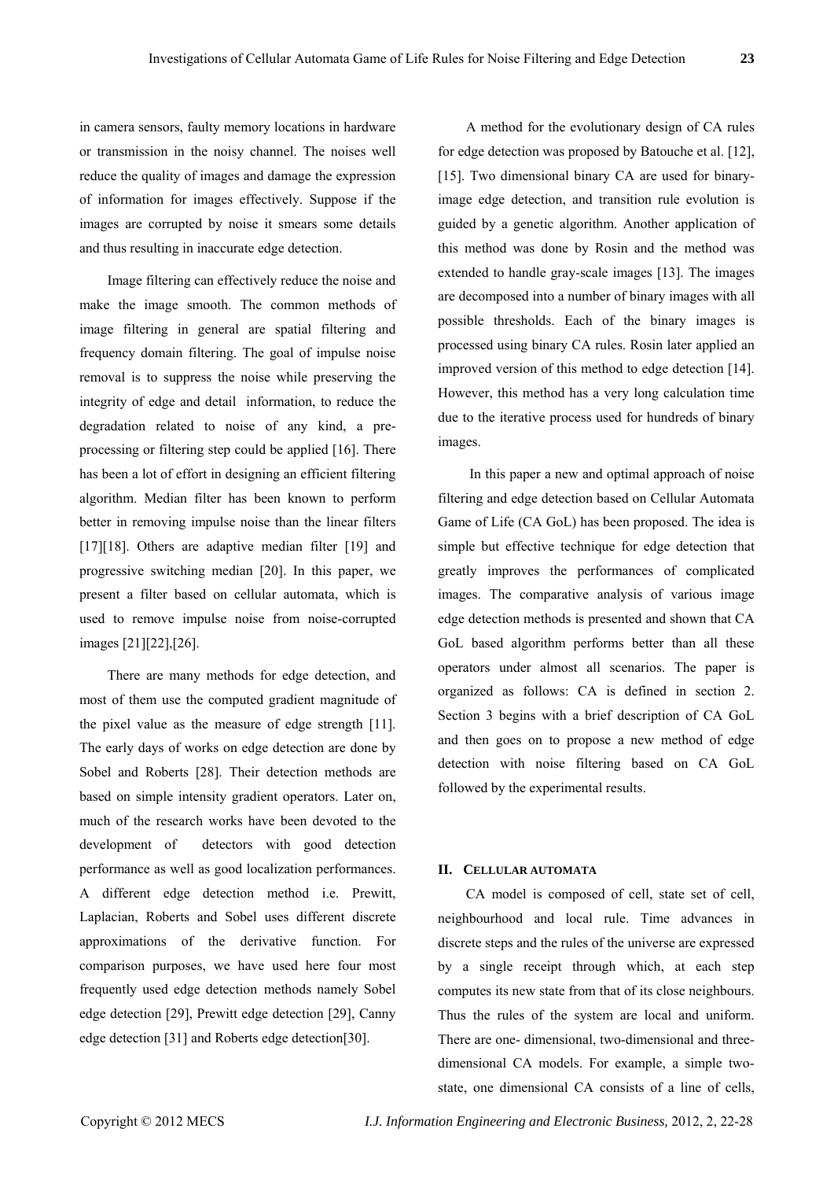in camera sensors, faulty memory locations in hardware or transmission in the noisy channel. The noises well reduce the quality of images and damage the expression of information for images effectively. Suppose if the images are corrupted by noise it smears some details and thus resulting in inaccurate edge detection.

Image filtering can effectively reduce the noise and make the image smooth. The common methods of image filtering in general are spatial filtering and frequency domain filtering. The goal of impulse noise removal is to suppress the noise while preserving the integrity of edge and detail information, to reduce the degradation related to noise of any kind, a pre-processing or filtering step could be applied [16]. There has been a lot of effort in designing an efficient filtering algorithm. Median filter has been known to perform better in removing impulse noise than the linear filters [17][18]. Others are adaptive median filter [19] and progressive switching median [20]. In this paper, we present a filter based on cellular automata, which is used to remove impulse noise from noise-corrupted images [21][22],[26].

There are many methods for edge detection, and most of them use the computed gradient magnitude of the pixel value as the measure of edge strength [11]. The early days of works on edge detection are done by Sobel and Roberts [28]. Their detection methods are based on simple intensity gradient operators. Later on, much of the research works have been devoted to the development of detectors with good detection performance as well as good localization performances. A different edge detection method i.e. Prewitt, Laplacian, Roberts and Sobel uses different discrete approximations of the derivative function. For comparison purposes, we have used here four most frequently used edge detection methods namely Sobel edge detection [29], Prewitt edge detection [29], Canny edge detection [31] and Roberts edge detection[30].

A method for the evolutionary design of CA rules for edge detection was proposed by Batouche et al. [12], [15]. Two dimensional binary CA are used for binary-image edge detection, and transition rule evolution is guided by a genetic algorithm. Another application of this method was done by Rosin and the method was extended to handle gray-scale images [13]. The images are decomposed into a number of binary images with all possible thresholds. Each of the binary images is processed using binary CA rules. Rosin later applied an improved version of this method to edge detection [14]. However, this method has a very long calculation time due to the iterative process used for hundreds of binary images.

In this paper a new and optimal approach of noise filtering and edge detection based on Cellular Automata Game of Life (CA GoL) has been proposed. The idea is simple but effective technique for edge detection that greatly improves the performances of complicated images. The comparative analysis of various image edge detection methods is presented and shown that CA GoL based algorithm performs better than all these operators under almost all scenarios. The paper is organized as follows: CA is defined in section 2. Section 3 begins with a brief description of CA GoL and then goes on to propose a new method of edge detection with noise filtering based on CA GoL followed by the experimental results.

## II. CELLULAR AUTOMATA

CA model is composed of cell, state set of cell, neighbourhood and local rule. Time advances in discrete steps and the rules of the universe are expressed by a single receipt through which, at each step computes its new state from that of its close neighbours. Thus the rules of the system are local and uniform. There are one- dimensional, two-dimensional and three-dimensional CA models. For example, a simple two-state, one dimensional CA consists of a line of cells,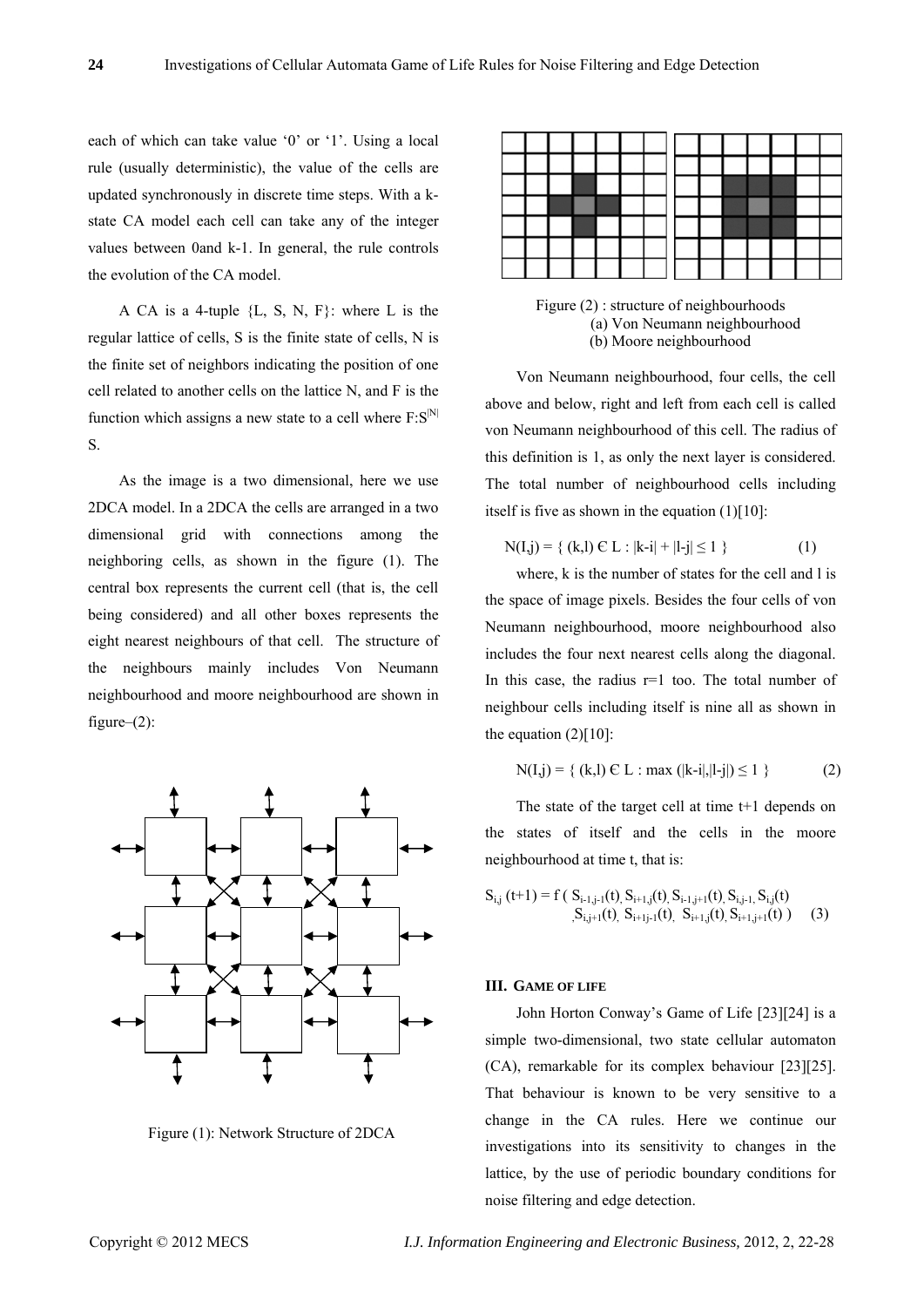each of which can take value '0' or '1'. Using a local rule (usually deterministic), the value of the cells are updated synchronously in discrete time steps. With a k-state CA model each cell can take any of the integer values between 0and k-1. In general, the rule controls the evolution of the CA model.

A CA is a 4-tuple {L, S, N, F}: where L is the regular lattice of cells, S is the finite state of cells, N is the finite set of neighbors indicating the position of one cell related to another cells on the lattice N, and F is the function which assigns a new state to a cell where $F{:}S^{|N|}$ S.

As the image is a two dimensional, here we use 2DCA model. In a 2DCA the cells are arranged in a two dimensional grid with connections among the neighboring cells, as shown in the figure (1). The central box represents the current cell (that is, the cell being considered) and all other boxes represents the eight nearest neighbours of that cell. The structure of the neighbours mainly includes Von Neumann neighbourhood and moore neighbourhood are shown in figure–(2):

Figure (1): Network Structure of 2DCA

Figure (2) : structure of neighbourhoods
(a) Von Neumann neighbourhood
(b) Moore Neumann neighbourhood

Von Neumann neighbourhood, four cells, the cell above and below, right and left from each cell is called von Neumann neighbourhood of this cell. The radius of this definition is 1, as only the next layer is considered. The total number of neighbourhood cells including itself is five as shown in the equation (1)[10]:

$$N(I,j) = \{ (k,l) \in L : |k-i| + |l-j| \leq 1 \} \qquad (1)$$

where, k is the number of states for the cell and l is the space of image pixels. Besides the four cells of von Neumann neighbourhood, moore neighbourhood also includes the four next nearest cells along the diagonal. In this case, the radius r=1 too. The total number of neighbour cells including itself is nine all as shown in the equation (2)[10]:

$$N(I,j) = \{ (k,l) \in L : \max (|k-i|,|l-j|) \leq 1 \} \qquad (2)$$

The state of the target cell at time t+1 depends on the states of itself and the cells in the moore neighbourhood at time t, that is:

$$S_{i,j}(t+1) = f( S_{i-1,j-1}(t), S_{i+1,j}(t), S_{i-1,j+1}(t), S_{i,j-1}, S_{i,j}(t), S_{i,j+1}(t), S_{i+1j-1}(t), S_{i+1,j}(t), S_{i+1,j+1}(t) ) \qquad (3)$$

## III. GAME OF LIFE

John Horton Conway's Game of Life [23][24] is a simple two-dimensional, two state cellular automaton (CA), remarkable for its complex behaviour [23][25]. That behaviour is known to be very sensitive to a change in the CA rules. Here we continue our investigations into its sensitivity to changes in the lattice, by the use of periodic boundary conditions for noise filtering and edge detection.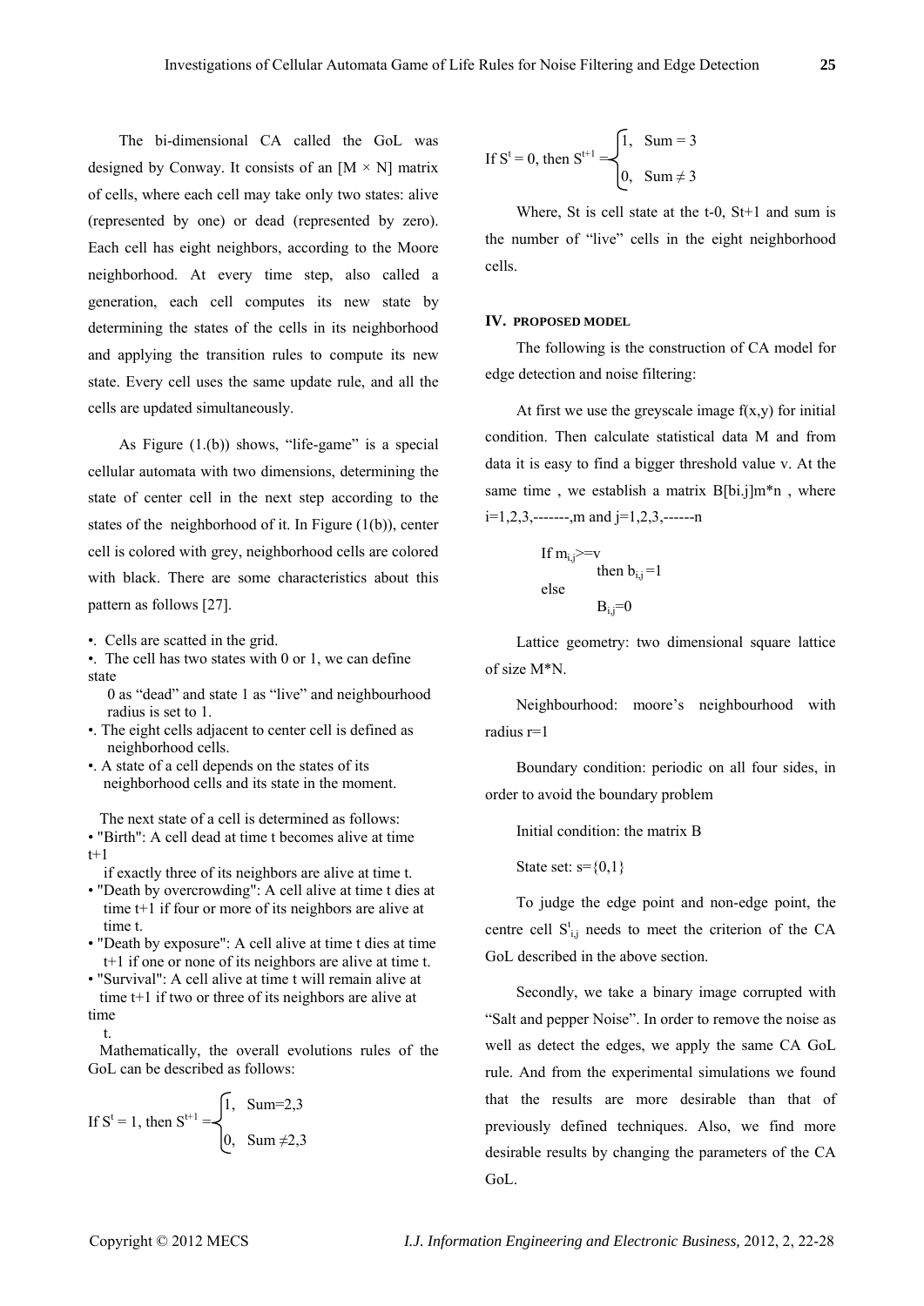The bi-dimensional CA called the GoL was designed by Conway. It consists of an [M × N] matrix of cells, where each cell may take only two states: alive (represented by one) or dead (represented by zero). Each cell has eight neighbors, according to the Moore neighborhood. At every time step, also called a generation, each cell computes its new state by determining the states of the cells in its neighborhood and applying the transition rules to compute its new state. Every cell uses the same update rule, and all the cells are updated simultaneously.

As Figure (1.(b)) shows, "life-game" is a special cellular automata with two dimensions, determining the state of center cell in the next step according to the states of the neighborhood of it. In Figure (1(b)), center cell is colored with grey, neighborhood cells are colored with black. There are some characteristics about this pattern as follows [27].

- Cells are scatted in the grid.
- The cell has two states with 0 or 1, we can define state 0 as "dead" and state 1 as "live" and neighbourhood radius is set to 1.
- The eight cells adjacent to center cell is defined as neighborhood cells.
- A state of a cell depends on the states of its neighborhood cells and its state in the moment.

The next state of a cell is determined as follows:

- "Birth": A cell dead at time t becomes alive at time t+1 if exactly three of its neighbors are alive at time t.
- "Death by overcrowding": A cell alive at time t dies at time t+1 if four or more of its neighbors are alive at time t.
- "Death by exposure": A cell alive at time t dies at time t+1 if one or none of its neighbors are alive at time t.
- "Survival": A cell alive at time t will remain alive at time t+1 if two or three of its neighbors are alive at time t.

Mathematically, the overall evolutions rules of the GoL can be described as follows:

$$\text{If } S^t = 1, \text{ then } S^{t+1} = \begin{cases} 1, & \text{Sum}=2,3 \\ 0, & \text{Sum} \neq 2,3 \end{cases}$$

$$\text{If } S^t = 0, \text{ then } S^{t+1} = \begin{cases} 1, & \text{Sum} = 3 \\ 0, & \text{Sum} \neq 3 \end{cases}$$

Where, St is cell state at the t-0, St+1 and sum is the number of "live" cells in the eight neighborhood cells.

## IV. PROPOSED MODEL

The following is the construction of CA model for edge detection and noise filtering:

At first we use the greyscale image f(x,y) for initial condition. Then calculate statistical data M and from data it is easy to find a bigger threshold value v. At the same time , we establish a matrix B[bi.j]m*n , where i=1,2,3,-------,m and j=1,2,3,------n

If $m_{i,j}$>=v
  then $b_{i,j}$ =1
else
  $B_{i,j}$=0

Lattice geometry: two dimensional square lattice of size M*N.

Neighbourhood: moore's neighbourhood with radius r=1

Boundary condition: periodic on all four sides, in order to avoid the boundary problem

Initial condition: the matrix B

State set: s={0,1}

To judge the edge point and non-edge point, the centre cell $S^t_{i,j}$ needs to meet the criterion of the CA GoL described in the above section.

Secondly, we take a binary image corrupted with "Salt and pepper Noise". In order to remove the noise as well as detect the edges, we apply the same CA GoL rule. And from the experimental simulations we found that the results are more desirable than that of previously defined techniques. Also, we find more desirable results by changing the parameters of the CA GoL.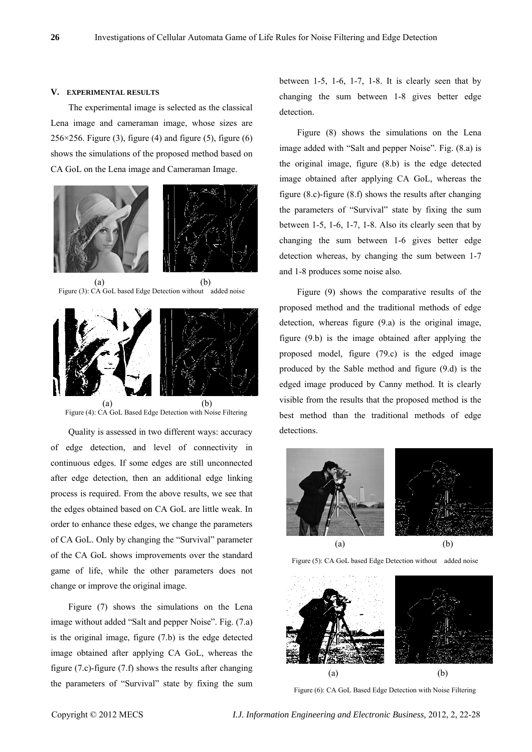## V. EXPERIMENTAL RESULTS

The experimental image is selected as the classical Lena image and cameraman image, whose sizes are 256×256. Figure (3), figure (4) and figure (5), figure (6) shows the simulations of the proposed method based on CA GoL on the Lena image and Cameraman Image.

(a) (b)

Figure (3): CA GoL based Edge Detection without added noise

(a) (b)

Figure (4): CA GoL Based Edge Detection with Noise Filtering

Quality is assessed in two different ways: accuracy of edge detection, and level of connectivity in continuous edges. If some edges are still unconnected after edge detection, then an additional edge linking process is required. From the above results, we see that the edges obtained based on CA GoL are little weak. In order to enhance these edges, we change the parameters of CA GoL. Only by changing the "Survival" parameter of the CA GoL shows improvements over the standard game of life, while the other parameters does not change or improve the original image.

Figure (7) shows the simulations on the Lena image without added "Salt and pepper Noise". Fig. (7.a) is the original image, figure (7.b) is the edge detected image obtained after applying CA GoL, whereas the figure (7.c)-figure (7.f) shows the results after changing the parameters of "Survival" state by fixing the sum between 1-5, 1-6, 1-7, 1-8. It is clearly seen that by changing the sum between 1-8 gives better edge detection.

Figure (8) shows the simulations on the Lena image added with "Salt and pepper Noise". Fig. (8.a) is the original image, figure (8.b) is the edge detected image obtained after applying CA GoL, whereas the figure (8.c)-figure (8.f) shows the results after changing the parameters of "Survival" state by fixing the sum between 1-5, 1-6, 1-7, 1-8. Also its clearly seen that by changing the sum between 1-6 gives better edge detection whereas, by changing the sum between 1-7 and 1-8 produces some noise also.

Figure (9) shows the comparative results of the proposed method and the traditional methods of edge detection, whereas figure (9.a) is the original image, figure (9.b) is the image obtained after applying the proposed model, figure (79.c) is the edged image produced by the Sable method and figure (9.d) is the edged image produced by Canny method. It is clearly visible from the results that the proposed method is the best method than the traditional methods of edge detections.

(a) (b)

Figure (5): CA GoL based Edge Detection without added noise

(a) (b)

Figure (6): CA GoL Based Edge Detection with Noise Filtering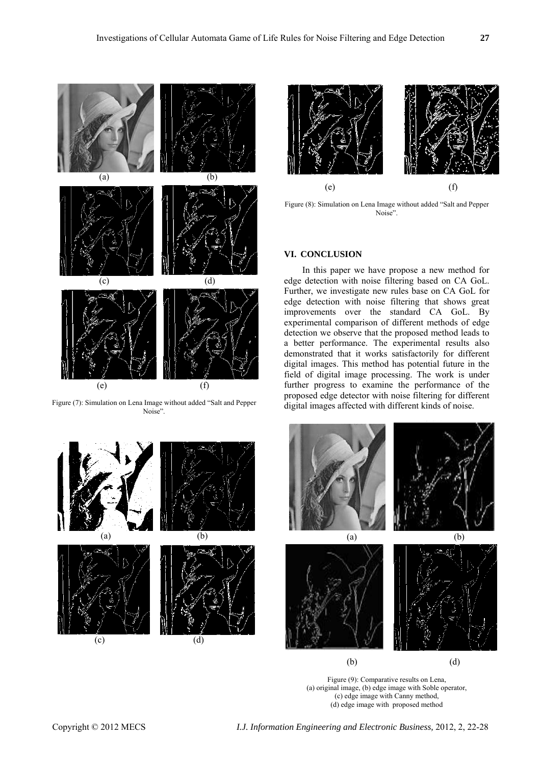(a) (b)

(c) (d)

(e) (f)

Figure (7): Simulation on Lena Image without added "Salt and Pepper Noise".

(a) (b)

(c) (d)

(e) (f)

Figure (8): Simulation on Lena Image without added "Salt and Pepper Noise".

## VI. CONCLUSION

In this paper we have propose a new method for edge detection with noise filtering based on CA GoL. Further, we investigate new rules base on CA GoL for edge detection with noise filtering that shows great improvements over the standard CA GoL. By experimental comparison of different methods of edge detection we observe that the proposed method leads to a better performance. The experimental results also demonstrated that it works satisfactorily for different digital images. This method has potential future in the field of digital image processing. The work is under further progress to examine the performance of the proposed edge detector with noise filtering for different digital images affected with different kinds of noise.

(a) (b)

(b) (d)

Figure (9): Comparative results on Lena,
(a) original image, (b) edge image with Soble operator,
(c) edge image with Canny method,
(d) edge image with proposed method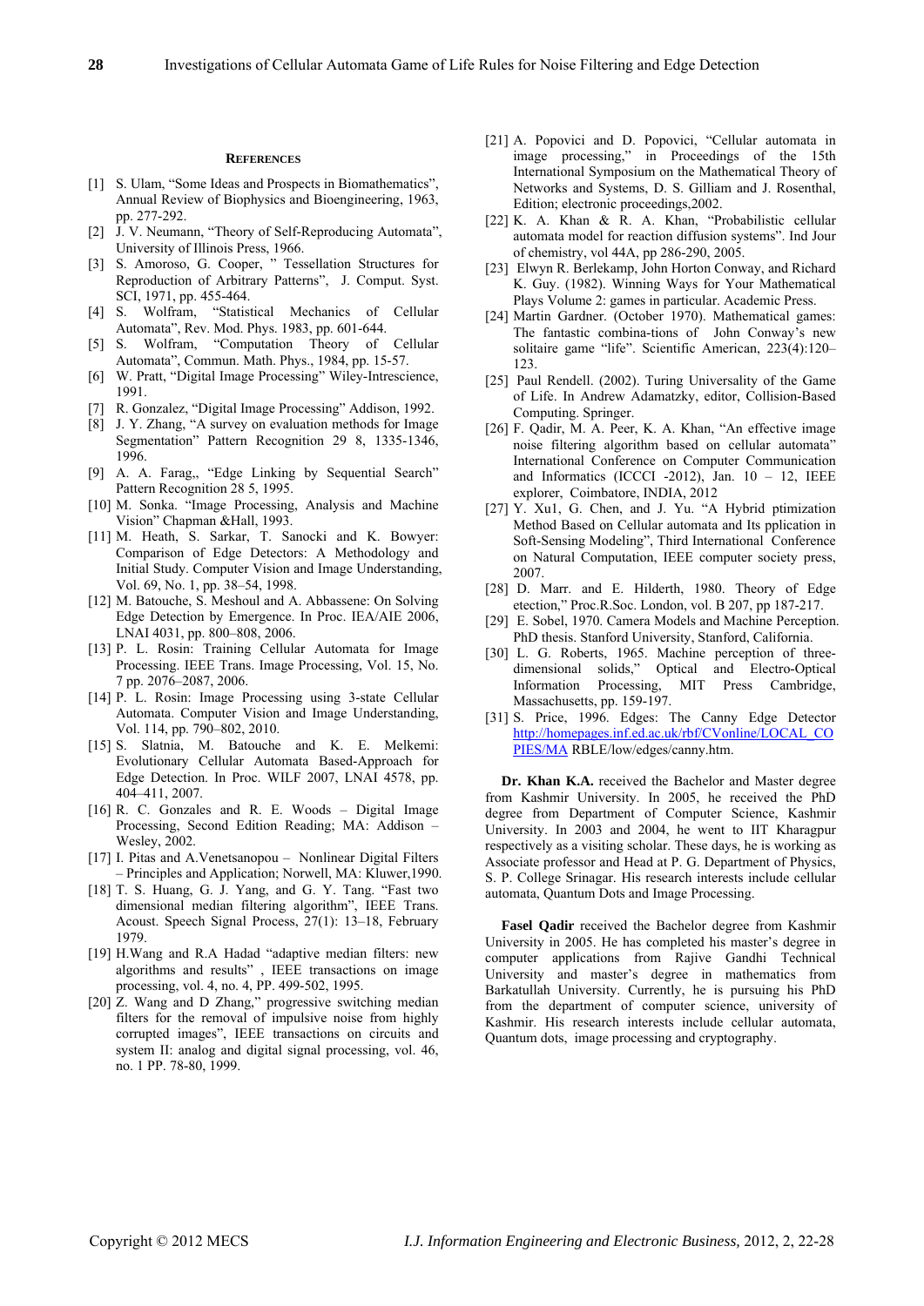## References

- [1] S. Ulam, "Some Ideas and Prospects in Biomathematics", Annual Review of Biophysics and Bioengineering, 1963, pp. 277-292.
- [2] J. V. Neumann, "Theory of Self-Reproducing Automata", University of Illinois Press, 1966.
- [3] S. Amoroso, G. Cooper, " Tessellation Structures for Reproduction of Arbitrary Patterns", J. Comput. Syst. SCI, 1971, pp. 455-464.
- [4] S. Wolfram, "Statistical Mechanics of Cellular Automata", Rev. Mod. Phys. 1983, pp. 601-644.
- [5] S. Wolfram, "Computation Theory of Cellular Automata", Commun. Math. Phys., 1984, pp. 15-57.
- [6] W. Pratt, "Digital Image Processing" Wiley-Intrescience, 1991.
- [7] R. Gonzalez, "Digital Image Processing" Addison, 1992.
- [8] J. Y. Zhang, "A survey on evaluation methods for Image Segmentation" Pattern Recognition 29 8, 1335-1346, 1996.
- [9] A. A. Farag,, "Edge Linking by Sequential Search" Pattern Recognition 28 5, 1995.
- [10] M. Sonka. "Image Processing, Analysis and Machine Vision" Chapman &Hall, 1993.
- [11] M. Heath, S. Sarkar, T. Sanocki and K. Bowyer: Comparison of Edge Detectors: A Methodology and Initial Study. Computer Vision and Image Understanding, Vol. 69, No. 1, pp. 38–54, 1998.
- [12] M. Batouche, S. Meshoul and A. Abbassene: On Solving Edge Detection by Emergence. In Proc. IEA/AIE 2006, LNAI 4031, pp. 800–808, 2006.
- [13] P. L. Rosin: Training Cellular Automata for Image Processing. IEEE Trans. Image Processing, Vol. 15, No. 7 pp. 2076–2087, 2006.
- [14] P. L. Rosin: Image Processing using 3-state Cellular Automata. Computer Vision and Image Understanding, Vol. 114, pp. 790–802, 2010.
- [15] S. Slatnia, M. Batouche and K. E. Melkemi: Evolutionary Cellular Automata Based-Approach for Edge Detection. In Proc. WILF 2007, LNAI 4578, pp. 404–411, 2007.
- [16] R. C. Gonzales and R. E. Woods – Digital Image Processing, Second Edition Reading; MA: Addison – Wesley, 2002.
- [17] I. Pitas and A.Venetsanopou – Nonlinear Digital Filters – Principles and Application; Norwell, MA: Kluwer,1990.
- [18] T. S. Huang, G. J. Yang, and G. Y. Tang. "Fast two dimensional median filtering algorithm", IEEE Trans. Acoust. Speech Signal Process, 27(1): 13–18, February 1979.
- [19] H.Wang and R.A Hadad "adaptive median filters: new algorithms and results" , IEEE transactions on image processing, vol. 4, no. 4, PP. 499-502, 1995.
- [20] Z. Wang and D Zhang," progressive switching median filters for the removal of impulsive noise from highly corrupted images", IEEE transactions on circuits and system II: analog and digital signal processing, vol. 46, no. 1 PP. 78-80, 1999.
- [21] A. Popovici and D. Popovici, "Cellular automata in image processing," in Proceedings of the 15th International Symposium on the Mathematical Theory of Networks and Systems, D. S. Gilliam and J. Rosenthal, Edition; electronic proceedings,2002.
- [22] K. A. Khan & R. A. Khan, "Probabilistic cellular automata model for reaction diffusion systems". Ind Jour of chemistry, vol 44A, pp 286-290, 2005.
- [23] Elwyn R. Berlekamp, John Horton Conway, and Richard K. Guy. (1982). Winning Ways for Your Mathematical Plays Volume 2: games in particular. Academic Press.
- [24] Martin Gardner. (October 1970). Mathematical games: The fantastic combina-tions of John Conway's new solitaire game "life". Scientific American, 223(4):120–123.
- [25] Paul Rendell. (2002). Turing Universality of the Game of Life. In Andrew Adamatzky, editor, Collision-Based Computing. Springer.
- [26] F. Qadir, M. A. Peer, K. A. Khan, "An effective image noise filtering algorithm based on cellular automata" International Conference on Computer Communication and Informatics (ICCCI -2012), Jan. 10 – 12, IEEE explorer, Coimbatore, INDIA, 2012
- [27] Y. Xu1, G. Chen, and J. Yu. "A Hybrid ptimization Method Based on Cellular automata and Its pplication in Soft-Sensing Modeling", Third International Conference on Natural Computation, IEEE computer society press, 2007.
- [28] D. Marr. and E. Hilderth, 1980. Theory of Edge etection," Proc.R.Soc. London, vol. B 207, pp 187-217.
- [29] E. Sobel, 1970. Camera Models and Machine Perception. PhD thesis. Stanford University, Stanford, California.
- [30] L. G. Roberts, 1965. Machine perception of three-dimensional solids," Optical and Electro-Optical Information Processing, MIT Press Cambridge, Massachusetts, pp. 159-197.
- [31] S. Price, 1996. Edges: The Canny Edge Detector http://homepages.inf.ed.ac.uk/rbf/CVonline/LOCAL_COPIES/MA RBLE/low/edges/canny.htm.

**Dr. Khan K.A.** received the Bachelor and Master degree from Kashmir University. In 2005, he received the PhD degree from Department of Computer Science, Kashmir University. In 2003 and 2004, he went to IIT Kharagpur respectively as a visiting scholar. These days, he is working as Associate professor and Head at P. G. Department of Physics, S. P. College Srinagar. His research interests include cellular automata, Quantum Dots and Image Processing.

**Fasel Qadir** received the Bachelor degree from Kashmir University in 2005. He has completed his master's degree in computer applications from Rajive Gandhi Technical University and master's degree in mathematics from Barkatullah University. Currently, he is pursuing his PhD from the department of computer science, university of Kashmir. His research interests include cellular automata, Quantum dots, image processing and cryptography.